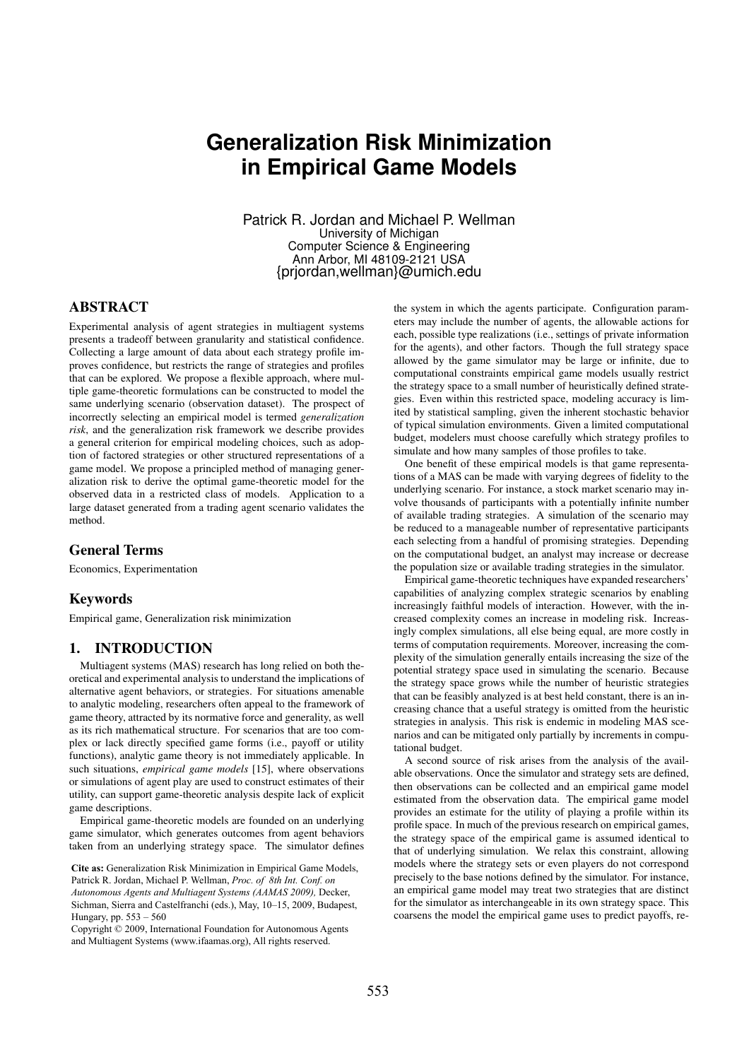# Generalization Risk Minimization in Empirical Game Models

Patrick R. Jordan and Michael P. Wellman
University of Michigan
Computer Science & Engineering
Ann Arbor, MI 48109-2121 USA
{prjordan,wellman}@umich.edu

## ABSTRACT

Experimental analysis of agent strategies in multiagent systems presents a tradeoff between granularity and statistical confidence. Collecting a large amount of data about each strategy profile improves confidence, but restricts the range of strategies and profiles that can be explored. We propose a flexible approach, where multiple game-theoretic formulations can be constructed to model the same underlying scenario (observation dataset). The prospect of incorrectly selecting an empirical model is termed *generalization risk*, and the generalization risk framework we describe provides a general criterion for empirical modeling choices, such as adoption of factored strategies or other structured representations of a game model. We propose a principled method of managing generalization risk to derive the optimal game-theoretic model for the observed data in a restricted class of models. Application to a large dataset generated from a trading agent scenario validates the method.

### General Terms

Economics, Experimentation

### Keywords

Empirical game, Generalization risk minimization

## 1. INTRODUCTION

Multiagent systems (MAS) research has long relied on both theoretical and experimental analysis to understand the implications of alternative agent behaviors, or strategies. For situations amenable to analytic modeling, researchers often appeal to the framework of game theory, attracted by its normative force and generality, as well as its rich mathematical structure. For scenarios that are too complex or lack directly specified game forms (i.e., payoff or utility functions), analytic game theory is not immediately applicable. In such situations, *empirical game models* [15], where observations or simulations of agent play are used to construct estimates of their utility, can support game-theoretic analysis despite lack of explicit game descriptions.

Empirical game-theoretic models are founded on an underlying game simulator, which generates outcomes from agent behaviors taken from an underlying strategy space. The simulator defines the system in which the agents participate. Configuration parameters may include the number of agents, the allowable actions for each, possible type realizations (i.e., settings of private information for the agents), and other factors. Though the full strategy space allowed by the game simulator may be large or infinite, due to computational constraints empirical game models usually restrict the strategy space to a small number of heuristically defined strategies. Even within this restricted space, modeling accuracy is limited by statistical sampling, given the inherent stochastic behavior of typical simulation environments. Given a limited computational budget, modelers must choose carefully which strategy profiles to simulate and how many samples of those profiles to take.

One benefit of these empirical models is that game representations of a MAS can be made with varying degrees of fidelity to the underlying scenario. For instance, a stock market scenario may involve thousands of participants with a potentially infinite number of available trading strategies. A simulation of the scenario may be reduced to a manageable number of representative participants each selecting from a handful of promising strategies. Depending on the computational budget, an analyst may increase or decrease the population size or available trading strategies in the simulator.

Empirical game-theoretic techniques have expanded researchers' capabilities of analyzing complex strategic scenarios by enabling increasingly faithful models of interaction. However, with the increased complexity comes an increase in modeling risk. Increasingly complex simulations, all else being equal, are more costly in terms of computation requirements. Moreover, increasing the complexity of the simulation generally entails increasing the size of the potential strategy space used in simulating the scenario. Because the strategy space grows while the number of heuristic strategies that can be feasibly analyzed is at best held constant, there is an increasing chance that a useful strategy is omitted from the heuristic strategies in analysis. This risk is endemic in modeling MAS scenarios and can be mitigated only partially by increments in computational budget.

A second source of risk arises from the analysis of the available observations. Once the simulator and strategy sets are defined, then observations can be collected and an empirical game model estimated from the observation data. The empirical game model provides an estimate for the utility of playing a profile within its profile space. In much of the previous research on empirical games, the strategy space of the empirical game is assumed identical to that of underlying simulation. We relax this constraint, allowing models where the strategy sets or even players do not correspond precisely to the base notions defined by the simulator. For instance, an empirical game model may treat two strategies that are distinct for the simulator as interchangeable in its own strategy space. This coarsens the model the empirical game uses to predict payoffs, re-

**Cite as:** Generalization Risk Minimization in Empirical Game Models, Patrick R. Jordan, Michael P. Wellman, *Proc. of 8th Int. Conf. on Autonomous Agents and Multiagent Systems (AAMAS 2009)*, Decker, Sichman, Sierra and Castelfranchi (eds.), May, 10–15, 2009, Budapest, Hungary, pp. 553 – 560
Copyright © 2009, International Foundation for Autonomous Agents and Multiagent Systems (www.ifaamas.org), All rights reserved.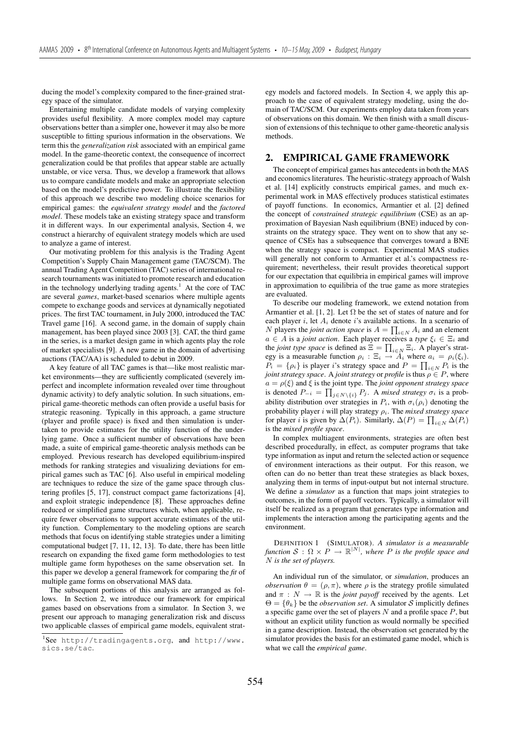ducing the model's complexity compared to the finer-grained strategy space of the simulator.

Entertaining multiple candidate models of varying complexity provides useful flexibility. A more complex model may capture observations better than a simpler one, however it may also be more susceptible to fitting spurious information in the observations. We term this the *generalization risk* associated with an empirical game model. In the game-theoretic context, the consequence of incorrect generalization could be that profiles that appear stable are actually unstable, or vice versa. Thus, we develop a framework that allows us to compare candidate models and make an appropriate selection based on the model's predictive power. To illustrate the flexibility of this approach we describe two modeling choice scenarios for empirical games: the *equivalent strategy model* and the *factored model*. These models take an existing strategy space and transform it in different ways. In our experimental analysis, Section 4, we construct a hierarchy of equivalent strategy models which are used to analyze a game of interest.

Our motivating problem for this analysis is the Trading Agent Competition's Supply Chain Management game (TAC/SCM). The annual Trading Agent Competition (TAC) series of international research tournaments was initiated to promote research and education in the technology underlying trading agents.[1] At the core of TAC are several *games*, market-based scenarios where multiple agents compete to exchange goods and services at dynamically negotiated prices. The first TAC tournament, in July 2000, introduced the TAC Travel game [16]. A second game, in the domain of supply chain management, has been played since 2003 [3]. CAT, the third game in the series, is a market design game in which agents play the role of market specialists [9]. A new game in the domain of advertising auctions (TAC/AA) is scheduled to debut in 2009.

A key feature of all TAC games is that—like most realistic market environments—they are sufficiently complicated (severely imperfect and incomplete information revealed over time throughout dynamic activity) to defy analytic solution. In such situations, empirical game-theoretic methods can often provide a useful basis for strategic reasoning. Typically in this approach, a game structure (player and profile space) is fixed and then simulation is undertaken to provide estimates for the utility function of the underlying game. Once a sufficient number of observations have been made, a suite of empirical game-theoretic analysis methods can be employed. Previous research has developed equilibrium-inspired methods for ranking strategies and visualizing deviations for empirical games such as TAC [6]. Also useful in empirical modeling are techniques to reduce the size of the game space through clustering profiles [5, 17], construct compact game factorizations [4], and exploit strategic independence [8]. These approaches define reduced or simplified game structures which, when applicable, require fewer observations to support accurate estimates of the utility function. Complementary to the modeling options are search methods that focus on identifying stable strategies under a limiting computational budget [7, 11, 12, 13]. To date, there has been little research on expanding the fixed game form methodologies to test multiple game form hypotheses on the same observation set. In this paper we develop a general framework for comparing the *fit* of multiple game forms on observational MAS data.

The subsequent portions of this analysis are arranged as follows. In Section 2, we introduce our framework for empirical games based on observations from a simulator. In Section 3, we present our approach to managing generalization risk and discuss two applicable classes of empirical game models, equivalent strategy models and factored models. In Section 4, we apply this approach to the case of equivalent strategy modeling, using the domain of TAC/SCM. Our experiments employ data taken from years of observations on this domain. We then finish with a small discussion of extensions of this technique to other game-theoretic analysis methods.

[1] See http://tradingagents.org, and http://www.sics.se/tac.

## 2. EMPIRICAL GAME FRAMEWORK

The concept of empirical games has antecedents in both the MAS and economics literatures. The heuristic-strategy approach of Walsh et al. [14] explicitly constructs empirical games, and much experimental work in MAS effectively produces statistical estimates of payoff functions. In economics, Armantier et al. [2] defined the concept of *constrained strategic equilibrium* (CSE) as an approximation of Bayesian Nash equilibrium (BNE) induced by constraints on the strategy space. They went on to show that any sequence of CSEs has a subsequence that converges toward a BNE when the strategy space is compact. Experimental MAS studies will generally not conform to Armantier et al.'s compactness requirement; nevertheless, their result provides theoretical support for our expectation that equilibria in empirical games will improve in approximation to equilibria of the true game as more strategies are evaluated.

To describe our modeling framework, we extend notation from Armantier et al. [1, 2]. Let $\Omega$ be the set of states of nature and for each player $i$, let $A_i$ denote $i$'s available actions. In a scenario of $N$ players the *joint action space* is $A = \prod_{i \in N} A_i$ and an element $a \in A$ is a *joint action*. Each player receives a *type* $\xi_i \in \Xi_i$ and the *joint type space* is defined as $\Xi = \prod_{i \in N} \Xi_i$. A player's strategy is a measurable function $\rho_i : \Xi_i \to A_i$ where $a_i = \rho_i(\xi_i)$. $P_i = \{\rho_i\}$ is player $i$'s strategy space and $P = \prod_{i \in N} P_i$ is the *joint strategy space*. A *joint strategy* or *profile* is thus $\rho \in P$, where $a = \rho(\xi)$ and $\xi$ is the joint type. The *joint opponent strategy space* is denoted $P_{-i} = \prod_{j \in N \setminus \{i\}} P_j$. A *mixed strategy* $\sigma_i$ is a probability distribution over strategies in $P_i$, with $\sigma_i(\rho_i)$ denoting the probability player $i$ will play strategy $\rho_i$. The *mixed strategy space* for player $i$ is given by $\Delta(P_i)$. Similarly, $\Delta(P) = \prod_{i \in N} \Delta(P_i)$ is the *mixed profile space*.

In complex multiagent environments, strategies are often best described procedurally, in effect, as computer programs that take type information as input and return the selected action or sequence of environment interactions as their output. For this reason, we often can do no better than treat these strategies as black boxes, analyzing them in terms of input-output but not internal structure. We define a *simulator* as a function that maps joint strategies to outcomes, in the form of payoff vectors. Typically, a simulator will itself be realized as a program that generates type information and implements the interaction among the participating agents and the environment.

DEFINITION 1 (SIMULATOR). *A simulator is a measurable function $\mathcal{S} : \Omega \times P \to \mathbb{R}^{|N|}$, where $P$ is the profile space and $N$ is the set of players.*

An individual run of the simulator, or *simulation*, produces an *observation* $\theta = (\rho, \pi)$, where $\rho$ is the strategy profile simulated and $\pi : N \to \mathbb{R}$ is the *joint payoff* received by the agents. Let $\Theta = \{\theta_k\}$ be the *observation set*. A simulator $\mathcal{S}$ implicitly defines a specific game over the set of players $N$ and a profile space $P$, but without an explicit utility function as would normally be specified in a game description. Instead, the observation set generated by the simulator provides the basis for an estimated game model, which is what we call the *empirical game*.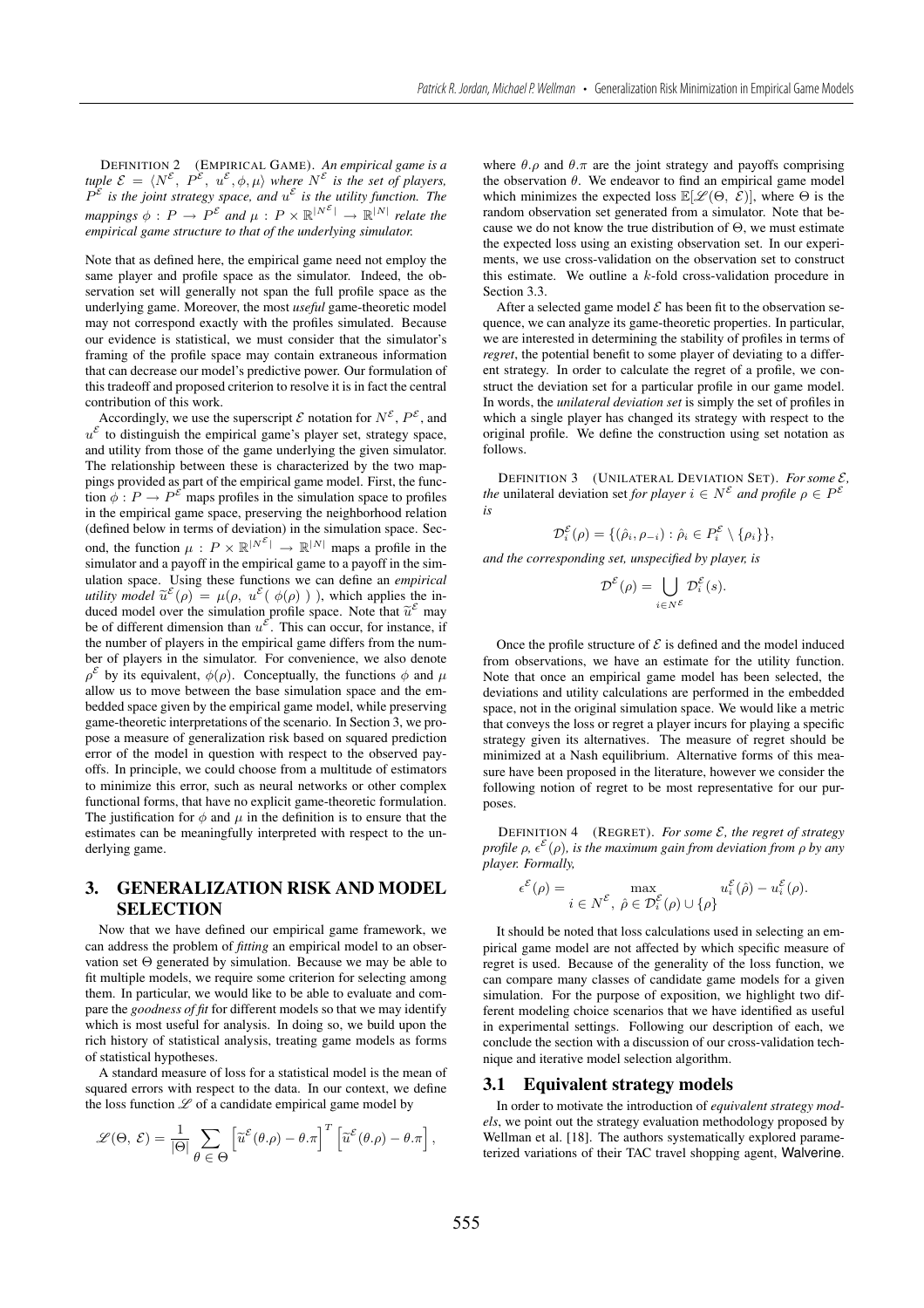DEFINITION 2 (EMPIRICAL GAME). *An empirical game is a tuple $\mathcal{E} = \langle N^{\mathcal{E}}, P^{\mathcal{E}}, u^{\mathcal{E}}, \phi, \mu \rangle$ where $N^{\mathcal{E}}$ is the set of players, $P^{\mathcal{E}}$ is the joint strategy space, and $u^{\mathcal{E}}$ is the utility function. The mappings $\phi : P \rightarrow P^{\mathcal{E}}$ and $\mu : P \times \mathbb{R}^{|N^{\mathcal{E}}|} \rightarrow \mathbb{R}^{|N|}$ relate the empirical game structure to that of the underlying simulator.*

Note that as defined here, the empirical game need not employ the same player and profile space as the simulator. Indeed, the observation set will generally not span the full profile space as the underlying game. Moreover, the most *useful* game-theoretic model may not correspond exactly with the profiles simulated. Because our evidence is statistical, we must consider that the simulator's framing of the profile space may contain extraneous information that can decrease our model's predictive power. Our formulation of this tradeoff and proposed criterion to resolve it is in fact the central contribution of this work.

Accordingly, we use the superscript $\mathcal{E}$ notation for $N^{\mathcal{E}}$, $P^{\mathcal{E}}$, and $u^{\mathcal{E}}$ to distinguish the empirical game's player set, strategy space, and utility from those of the game underlying the given simulator. The relationship between these is characterized by the two mappings provided as part of the empirical game model. First, the function $\phi : P \rightarrow P^{\mathcal{E}}$ maps profiles in the simulation space to profiles in the empirical game space, preserving the neighborhood relation (defined below in terms of deviation) in the simulation space. Second, the function $\mu : P \times \mathbb{R}^{|N^{\mathcal{E}}|} \rightarrow \mathbb{R}^{|N|}$ maps a profile in the simulator and a payoff in the empirical game to a payoff in the simulation space. Using these functions we can define an *empirical utility model* $\widetilde{u}^{\mathcal{E}}(\rho) = \mu(\rho, u^{\mathcal{E}}(\phi(\rho)))$, which applies the induced model over the simulation profile space. Note that $\widetilde{u}^{\mathcal{E}}$ may be of different dimension than $u^{\mathcal{E}}$. This can occur, for instance, if the number of players in the empirical game differs from the number of players in the simulator. For convenience, we also denote $\rho^{\mathcal{E}}$ by its equivalent, $\phi(\rho)$. Conceptually, the functions $\phi$ and $\mu$ allow us to move between the base simulation space and the embedded space given by the empirical game model, while preserving game-theoretic interpretations of the scenario. In Section 3, we propose a measure of generalization risk based on squared prediction error of the model in question with respect to the observed payoffs. In principle, we could choose from a multitude of estimators to minimize this error, such as neural networks or other complex functional forms, that have no explicit game-theoretic formulation. The justification for $\phi$ and $\mu$ in the definition is to ensure that the estimates can be meaningfully interpreted with respect to the underlying game.

## 3. GENERALIZATION RISK AND MODEL SELECTION

Now that we have defined our empirical game framework, we can address the problem of *fitting* an empirical model to an observation set $\Theta$ generated by simulation. Because we may be able to fit multiple models, we require some criterion for selecting among them. In particular, we would like to be able to evaluate and compare the *goodness of fit* for different models so that we may identify which is most useful for analysis. In doing so, we build upon the rich history of statistical analysis, treating game models as forms of statistical hypotheses.

A standard measure of loss for a statistical model is the mean of squared errors with respect to the data. In our context, we define the loss function $\mathscr{L}$ of a candidate empirical game model by

$$\mathscr{L}(\Theta, \mathcal{E}) = \frac{1}{|\Theta|} \sum_{\theta \in \Theta} \left[\widetilde{u}^{\mathcal{E}}(\theta.\rho) - \theta.\pi\right]^T \left[\widetilde{u}^{\mathcal{E}}(\theta.\rho) - \theta.\pi\right],$$

where $\theta.\rho$ and $\theta.\pi$ are the joint strategy and payoffs comprising the observation $\theta$. We endeavor to find an empirical game model which minimizes the expected loss $\mathbb{E}[\mathscr{L}(\Theta, \mathcal{E})]$, where $\Theta$ is the random observation set generated from a simulator. Note that because we do not know the true distribution of $\Theta$, we must estimate the expected loss using an existing observation set. In our experiments, we use cross-validation on the observation set to construct this estimate. We outline a $k$-fold cross-validation procedure in Section 3.3.

After a selected game model $\mathcal{E}$ has been fit to the observation sequence, we can analyze its game-theoretic properties. In particular, we are interested in determining the stability of profiles in terms of *regret*, the potential benefit to some player of deviating to a different strategy. In order to calculate the regret of a profile, we construct the deviation set for a particular profile in our game model. In words, the *unilateral deviation set* is simply the set of profiles in which a single player has changed its strategy with respect to the original profile. We define the construction using set notation as follows.

DEFINITION 3 (UNILATERAL DEVIATION SET). *For some $\mathcal{E}$, the* unilateral deviation set *for player $i \in N^{\mathcal{E}}$ and profile $\rho \in P^{\mathcal{E}}$ is*

$$\mathcal{D}_i^{\mathcal{E}}(\rho) = \{(\hat{\rho}_i, \rho_{-i}) : \hat{\rho}_i \in P_i^{\mathcal{E}} \setminus \{\rho_i\}\},$$

*and the corresponding set, unspecified by player, is*

$$\mathcal{D}^{\mathcal{E}}(\rho) = \bigcup_{i \in N^{\mathcal{E}}} \mathcal{D}_i^{\mathcal{E}}(s).$$

Once the profile structure of $\mathcal{E}$ is defined and the model induced from observations, we have an estimate for the utility function. Note that once an empirical game model has been selected, the deviations and utility calculations are performed in the embedded space, not in the original simulation space. We would like a metric that conveys the loss or regret a player incurs for playing a specific strategy given its alternatives. The measure of regret should be minimized at a Nash equilibrium. Alternative forms of this measure have been proposed in the literature, however we consider the following notion of regret to be most representative for our purposes.

DEFINITION 4 (REGRET). *For some $\mathcal{E}$, the regret of strategy profile $\rho$, $\epsilon^{\mathcal{E}}(\rho)$, is the maximum gain from deviation from $\rho$ by any player. Formally,*

$$\epsilon^{\mathcal{E}}(\rho) = \max_{i \in N^{\mathcal{E}},\ \hat{\rho} \in \mathcal{D}_i^{\mathcal{E}}(\rho) \cup \{\rho\}} u_i^{\mathcal{E}}(\hat{\rho}) - u_i^{\mathcal{E}}(\rho).$$

It should be noted that loss calculations used in selecting an empirical game model are not affected by which specific measure of regret is used. Because of the generality of the loss function, we can compare many classes of candidate game models for a given simulation. For the purpose of exposition, we highlight two different modeling choice scenarios that we have identified as useful in experimental settings. Following our description of each, we conclude the section with a discussion of our cross-validation technique and iterative model selection algorithm.

### 3.1 Equivalent strategy models

In order to motivate the introduction of *equivalent strategy models*, we point out the strategy evaluation methodology proposed by Wellman et al. [18]. The authors systematically explored parameterized variations of their TAC travel shopping agent, Walverine.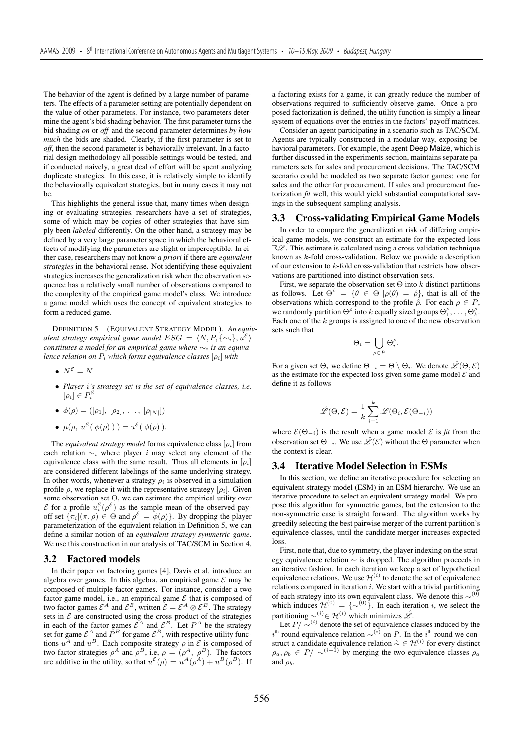The behavior of the agent is defined by a large number of parameters. The effects of a parameter setting are potentially dependent on the value of other parameters. For instance, two parameters determine the agent's bid shading behavior. The first parameter turns the bid shading *on* or *off* and the second parameter determines *by how much* the bids are shaded. Clearly, if the first parameter is set to *off*, then the second parameter is behaviorally irrelevant. In a factorial design methodology all possible settings would be tested, and if conducted naively, a great deal of effort will be spent analyzing duplicate strategies. In this case, it is relatively simple to identify the behaviorally equivalent strategies, but in many cases it may not be.

This highlights the general issue that, many times when designing or evaluating strategies, researchers have a set of strategies, some of which may be copies of other strategies that have simply been *labeled* differently. On the other hand, a strategy may be defined by a very large parameter space in which the behavioral effects of modifying the parameters are slight or imperceptible. In either case, researchers may not know *a priori* if there are *equivalent strategies* in the behavioral sense. Not identifying these equivalent strategies increases the generalization risk when the observation sequence has a relatively small number of observations compared to the complexity of the empirical game model's class. We introduce a game model which uses the concept of equivalent strategies to form a reduced game.

DEFINITION 5 (EQUIVALENT STRATEGY MODEL). *An equivalent strategy empirical game model $ESG = \langle N, P, \{\sim_i\}, u^{\mathcal{E}} \rangle$ constitutes a model for an empirical game where $\sim_i$ is an equivalence relation on $P_i$ which forms equivalence classes $[\rho_i]$ with*

- $N^{\mathcal{E}} = N$
- *Player i's strategy set is the set of equivalence classes, i.e.* $[\rho_i] \in P_i^{\mathcal{E}}$
- $\phi(\rho) = ([\rho_1],\ [\rho_2],\ \ldots,\ [\rho_{|N|}])$
- $\mu(\rho,\ u^{\mathcal{E}}(\ \phi(\rho)\ )\ ) = u^{\mathcal{E}}(\ \phi(\rho)\ ).$

The *equivalent strategy model* forms equivalence class $[\rho_i]$ from each relation $\sim_i$ where player $i$ may select any element of the equivalence class with the same result. Thus all elements in $[\rho_i]$ are considered different labelings of the same underlying strategy. In other words, whenever a strategy $\rho_i$ is observed in a simulation profile $\rho$, we replace it with the representative strategy $[\rho_i]$. Given some observation set $\Theta$, we can estimate the empirical utility over $\mathcal{E}$ for a profile $u_i^{\mathcal{E}}(\rho^{\mathcal{E}})$ as the sample mean of the observed payoff set $\{\pi_i|(\pi, \rho) \in \Theta \text{ and } \rho^{\mathcal{E}} = \phi(\rho)\}$. By dropping the player parameterization of the equivalent relation in Definition 5, we can define a similar notion of an *equivalent strategy symmetric game*. We use this construction in our analysis of TAC/SCM in Section 4.

## 3.2 Factored models

In their paper on factoring games [4], Davis et al. introduce an algebra over games. In this algebra, an empirical game $\mathcal{E}$ may be composed of multiple factor games. For instance, consider a two factor game model, i.e., an empirical game $\mathcal{E}$ that is composed of two factor games $\mathcal{E}^A$ and $\mathcal{E}^B$, written $\mathcal{E} = \mathcal{E}^A \otimes \mathcal{E}^B$. The strategy sets in $\mathcal{E}$ are constructed using the cross product of the strategies in each of the factor games $\mathcal{E}^A$ and $\mathcal{E}^B$. Let $P^A$ be the strategy set for game $\mathcal{E}^A$ and $P^B$ for game $\mathcal{E}^B$, with respective utility functions $u^A$ and $u^B$. Each composite strategy $\rho$ in $\mathcal{E}$ is composed of two factor strategies $\rho^A$ and $\rho^B$, i.e, $\rho = (\rho^A,\ \rho^B)$. The factors are additive in the utility, so that $u^{\mathcal{E}}(\rho) = u^A(\rho^A) + u^B(\rho^B)$. If a factoring exists for a game, it can greatly reduce the number of observations required to sufficiently observe game. Once a proposed factorization is defined, the utility function is simply a linear system of equations over the entries in the factors' payoff matrices.

Consider an agent participating in a scenario such as TAC/SCM. Agents are typically constructed in a modular way, exposing behavioral parameters. For example, the agent Deep Maize, which is further discussed in the experiments section, maintains separate parameters sets for sales and procurement decisions. The TAC/SCM scenario could be modeled as two separate factor games: one for sales and the other for procurement. If sales and procurement factorization *fit* well, this would yield substantial computational savings in the subsequent sampling analysis.

## 3.3 Cross-validating Empirical Game Models

In order to compare the generalization risk of differing empirical game models, we construct an estimate for the expected loss $\mathbb{E}\mathscr{L}$. This estimate is calculated using a cross-validation technique known as $k$-fold cross-validation. Below we provide a description of our extension to $k$-fold cross-validation that restricts how observations are partitioned into distinct observation sets.

First, we separate the observation set $\Theta$ into $k$ distinct partitions as follows. Let $\Theta^{\hat{\rho}} = \{\theta \in \Theta\ |\rho(\theta) = \hat{\rho}\}$, that is all of the observations which correspond to the profile $\hat{\rho}$. For each $\rho \in P$, we randomly partition $\Theta^{\rho}$ into $k$ equally sized groups $\Theta_1^{\rho}, \ldots, \Theta_k^{\rho}$. Each one of the $k$ groups is assigned to one of the new observation sets such that

$$\Theta_i = \bigcup_{\rho \in P} \Theta_i^{\rho}.$$

For a given set $\Theta_i$ we define $\Theta_{-i} = \Theta \setminus \Theta_i$. We denote $\hat{\mathscr{L}}(\Theta, \mathcal{E})$ as the estimate for the expected loss given some game model $\mathcal{E}$ and define it as follows

$$\hat{\mathscr{L}}(\Theta, \mathcal{E}) = \frac{1}{k} \sum_{i=1}^{k} \mathscr{L}(\Theta_i, \mathcal{E}(\Theta_{-i}))$$

where $\mathcal{E}(\Theta_{-i})$ is the result when a game model $\mathcal{E}$ is *fit* from the observation set $\Theta_{-i}$. We use $\hat{\mathscr{L}}(\mathcal{E})$ without the $\Theta$ parameter when the context is clear.

## 3.4 Iterative Model Selection in ESMs

In this section, we define an iterative procedure for selecting an equivalent strategy model (ESM) in an ESM hierarchy. We use an iterative procedure to select an equivalent strategy model. We propose this algorithm for symmetric games, but the extension to the non-symmetric case is straight forward. The algorithm works by greedily selecting the best pairwise merger of the current partition's equivalence classes, until the candidate merger increases expected loss.

First, note that, due to symmetry, the player indexing on the strategy equivalence relation $\sim$ is dropped. The algorithm proceeds in an iterative fashion. In each iteration we keep a set of hypothetical equivalence relations. We use $\mathcal{H}^{(i)}$ to denote the set of equivalence relations compared in iteration $i$. We start with a trivial partitioning of each strategy into its own equivalent class. We denote this $\sim^{(0)}$ which induces $\mathcal{H}^{(0)} = \{\sim^{(0)}\}$. In each iteration $i$, we select the partitioning $\sim^{(i)} \in \mathcal{H}^{(i)}$ which minimizes $\hat{\mathscr{L}}$.

Let $P/\sim^{(i)}$ denote the set of equivalence classes induced by the $i^{\text{th}}$ round equivalence relation $\sim^{(i)}$ on $P$. In the $i^{\text{th}}$ round we construct a candidate equivalence relation $\hat{\sim} \in \mathcal{H}^{(i)}$ for every distinct $\rho_a, \rho_b \in P/\sim^{(i-1)}$ by merging the two equivalence classes $\rho_a$ and $\rho_b$.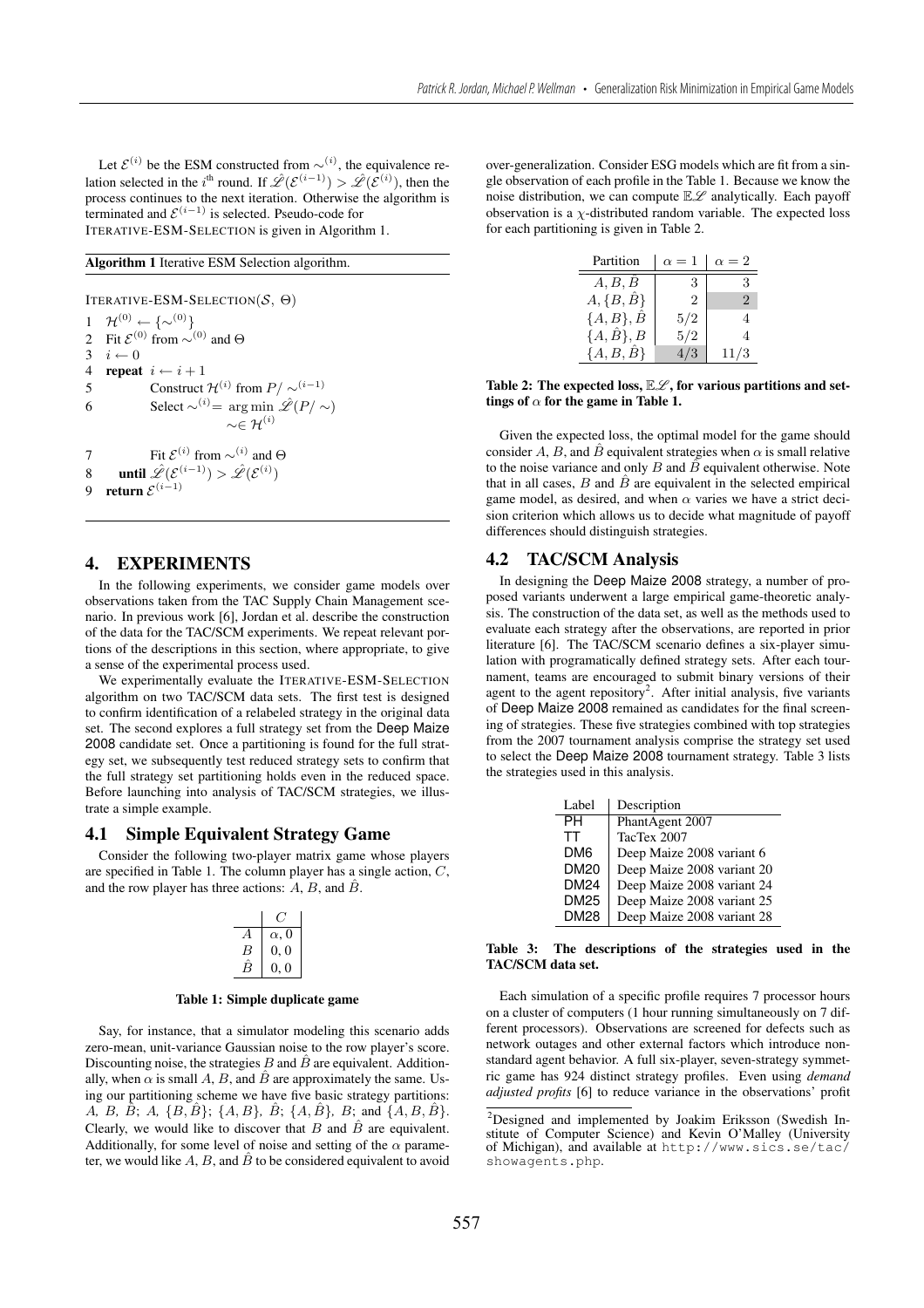Let $\mathcal{E}^{(i)}$ be the ESM constructed from $\sim^{(i)}$, the equivalence relation selected in the $i^{\text{th}}$ round. If $\hat{\mathscr{L}}(\mathcal{E}^{(i-1)}) > \hat{\mathscr{L}}(\mathcal{E}^{(i)})$, then the process continues to the next iteration. Otherwise the algorithm is terminated and $\mathcal{E}^{(i-1)}$ is selected. Pseudo-code for ITERATIVE-ESM-SELECTION is given in Algorithm 1.

**Algorithm 1** Iterative ESM Selection algorithm.

```
ITERATIVE-ESM-SELECTION(S, Θ)
1  H^(0) ← {∼^(0)}
2  Fit E^(0) from ∼^(0) and Θ
3  i ← 0
4  repeat i ← i + 1
5        Construct H^(i) from P/∼^(i−1)
6        Select ∼^(i) = arg min_{∼∈H^(i)} L̂(P/∼)
7        Fit E^(i) from ∼^(i) and Θ
8     until L̂(E^(i−1)) > L̂(E^(i))
9  return E^(i−1)
```

## 4. EXPERIMENTS

In the following experiments, we consider game models over observations taken from the TAC Supply Chain Management scenario. In previous work [6], Jordan et al. describe the construction of the data for the TAC/SCM experiments. We repeat relevant portions of the descriptions in this section, where appropriate, to give a sense of the experimental process used.

We experimentally evaluate the ITERATIVE-ESM-SELECTION algorithm on two TAC/SCM data sets. The first test is designed to confirm identification of a relabeled strategy in the original data set. The second explores a full strategy set from the Deep Maize 2008 candidate set. Once a partitioning is found for the full strategy set, we subsequently test reduced strategy sets to confirm that the full strategy set partitioning holds even in the reduced space. Before launching into analysis of TAC/SCM strategies, we illustrate a simple example.

### 4.1 Simple Equivalent Strategy Game

Consider the following two-player matrix game whose players are specified in Table 1. The column player has a single action, $C$, and the row player has three actions: $A$, $B$, and $\hat{B}$.

| | $C$ |
|---|---|
| $A$ | $\alpha, 0$ |
| $B$ | $0, 0$ |
| $\hat{B}$ | $0, 0$ |

**Table 1: Simple duplicate game**

Say, for instance, that a simulator modeling this scenario adds zero-mean, unit-variance Gaussian noise to the row player's score. Discounting noise, the strategies $B$ and $\hat{B}$ are equivalent. Additionally, when $\alpha$ is small $A$, $B$, and $\hat{B}$ are approximately the same. Using our partitioning scheme we have five basic strategy partitions: $A$, $B$, $\hat{B}$; $A$, $\{B, \hat{B}\}$; $\{A, B\}$, $\hat{B}$; $\{A, \hat{B}\}$, $B$; and $\{A, B, \hat{B}\}$. Clearly, we would like to discover that $B$ and $\hat{B}$ are equivalent. Additionally, for some level of noise and setting of the $\alpha$ parameter, we would like $A$, $B$, and $\hat{B}$ to be considered equivalent to avoid over-generalization. Consider ESG models which are fit from a single observation of each profile in the Table 1. Because we know the noise distribution, we can compute $\mathbb{E}\mathscr{L}$ analytically. Each payoff observation is a $\chi$-distributed random variable. The expected loss for each partitioning is given in Table 2.

| Partition | $\alpha = 1$ | $\alpha = 2$ |
|---|---|---|
| $A, B, \hat{B}$ | 3 | 3 |
| $A, \{B, \hat{B}\}$ | 2 | 2 |
| $\{A, B\}, \hat{B}$ | $5/2$ | 4 |
| $\{A, \hat{B}\}, B$ | $5/2$ | 4 |
| $\{A, B, \hat{B}\}$ | $4/3$ | $11/3$ |

**Table 2: The expected loss, $\mathbb{E}\mathscr{L}$, for various partitions and settings of $\alpha$ for the game in Table 1.**

Given the expected loss, the optimal model for the game should consider $A$, $B$, and $\hat{B}$ equivalent strategies when $\alpha$ is small relative to the noise variance and only $B$ and $\hat{B}$ equivalent otherwise. Note that in all cases, $B$ and $\hat{B}$ are equivalent in the selected empirical game model, as desired, and when $\alpha$ varies we have a strict decision criterion which allows us to decide what magnitude of payoff differences should distinguish strategies.

### 4.2 TAC/SCM Analysis

In designing the Deep Maize 2008 strategy, a number of proposed variants underwent a large empirical game-theoretic analysis. The construction of the data set, as well as the methods used to evaluate each strategy after the observations, are reported in prior literature [6]. The TAC/SCM scenario defines a six-player simulation with programatically defined strategy sets. After each tournament, teams are encouraged to submit binary versions of their agent to the agent repository[2]. After initial analysis, five variants of Deep Maize 2008 remained as candidates for the final screening of strategies. These five strategies combined with top strategies from the 2007 tournament analysis comprise the strategy set used to select the Deep Maize 2008 tournament strategy. Table 3 lists the strategies used in this analysis.

| Label | Description |
|---|---|
| PH | PhantAgent 2007 |
| TT | TacTex 2007 |
| DM6 | Deep Maize 2008 variant 6 |
| DM20 | Deep Maize 2008 variant 20 |
| DM24 | Deep Maize 2008 variant 24 |
| DM25 | Deep Maize 2008 variant 25 |
| DM28 | Deep Maize 2008 variant 28 |

**Table 3: The descriptions of the strategies used in the TAC/SCM data set.**

Each simulation of a specific profile requires 7 processor hours on a cluster of computers (1 hour running simultaneously on 7 different processors). Observations are screened for defects such as network outages and other external factors which introduce non-standard agent behavior. A full six-player, seven-strategy symmetric game has 924 distinct strategy profiles. Even using *demand adjusted profits* [6] to reduce variance in the observations' profit

[2] Designed and implemented by Joakim Eriksson (Swedish Institute of Computer Science) and Kevin O'Malley (University of Michigan), and available at http://www.sics.se/tac/showagents.php.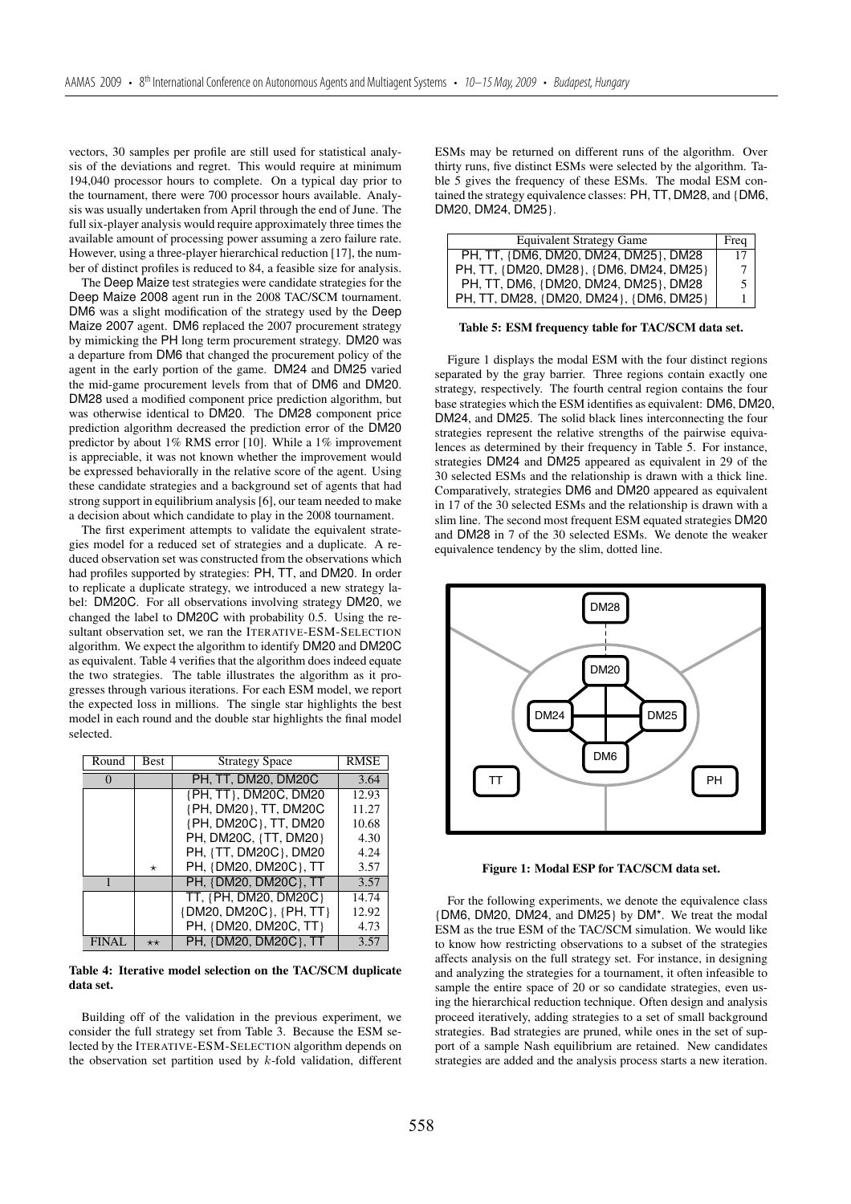vectors, 30 samples per profile are still used for statistical analysis of the deviations and regret. This would require at minimum 194,040 processor hours to complete. On a typical day prior to the tournament, there were 700 processor hours available. Analysis was usually undertaken from April through the end of June. The full six-player analysis would require approximately three times the available amount of processing power assuming a zero failure rate. However, using a three-player hierarchical reduction [17], the number of distinct profiles is reduced to 84, a feasible size for analysis.

The Deep Maize test strategies were candidate strategies for the Deep Maize 2008 agent run in the 2008 TAC/SCM tournament. DM6 was a slight modification of the strategy used by the Deep Maize 2007 agent. DM6 replaced the 2007 procurement strategy by mimicking the PH long term procurement strategy. DM20 was a departure from DM6 that changed the procurement policy of the agent in the early portion of the game. DM24 and DM25 varied the mid-game procurement levels from that of DM6 and DM20. DM28 used a modified component price prediction algorithm, but was otherwise identical to DM20. The DM28 component price prediction algorithm decreased the prediction error of the DM20 predictor by about 1% RMS error [10]. While a 1% improvement is appreciable, it was not known whether the improvement would be expressed behaviorally in the relative score of the agent. Using these candidate strategies and a background set of agents that had strong support in equilibrium analysis [6], our team needed to make a decision about which candidate to play in the 2008 tournament.

The first experiment attempts to validate the equivalent strategies model for a reduced set of strategies and a duplicate. A reduced observation set was constructed from the observations which had profiles supported by strategies: PH, TT, and DM20. In order to replicate a duplicate strategy, we introduced a new strategy label: DM20C. For all observations involving strategy DM20, we changed the label to DM20C with probability 0.5. Using the resultant observation set, we ran the ITERATIVE-ESM-SELECTION algorithm. We expect the algorithm to identify DM20 and DM20C as equivalent. Table 4 verifies that the algorithm does indeed equate the two strategies. The table illustrates the algorithm as it progresses through various iterations. For each ESM model, we report the expected loss in millions. The single star highlights the best model in each round and the double star highlights the final model selected.

| Round | Best | Strategy Space | RMSE |
|---|---|---|---|
| 0 | | PH, TT, DM20, DM20C | 3.64 |
| | | {PH, TT}, DM20C, DM20 | 12.93 |
| | | {PH, DM20}, TT, DM20C | 11.27 |
| | | {PH, DM20C}, TT, DM20 | 10.68 |
| | | PH, DM20C, {TT, DM20} | 4.30 |
| | | PH, {TT, DM20C}, DM20 | 4.24 |
| | ⋆ | PH, {DM20, DM20C}, TT | 3.57 |
| 1 | | PH, {DM20, DM20C}, TT | 3.57 |
| | | TT, {PH, DM20, DM20C} | 14.74 |
| | | {DM20, DM20C}, {PH, TT} | 12.92 |
| | | PH, {DM20, DM20C, TT} | 4.73 |
| FINAL | ⋆⋆ | PH, {DM20, DM20C}, TT | 3.57 |

**Table 4: Iterative model selection on the TAC/SCM duplicate data set.**

Building off of the validation in the previous experiment, we consider the full strategy set from Table 3. Because the ESM selected by the ITERATIVE-ESM-SELECTION algorithm depends on the observation set partition used by $k$-fold validation, different ESMs may be returned on different runs of the algorithm. Over thirty runs, five distinct ESMs were selected by the algorithm. Table 5 gives the frequency of these ESMs. The modal ESM contained the strategy equivalence classes: PH, TT, DM28, and {DM6, DM20, DM24, DM25}.

| Equivalent Strategy Game | Freq |
|---|---|
| PH, TT, {DM6, DM20, DM24, DM25}, DM28 | 17 |
| PH, TT, {DM20, DM28}, {DM6, DM24, DM25} | 7 |
| PH, TT, DM6, {DM20, DM24, DM25}, DM28 | 5 |
| PH, TT, DM28, {DM20, DM24}, {DM6, DM25} | 1 |

**Table 5: ESM frequency table for TAC/SCM data set.**

Figure 1 displays the modal ESM with the four distinct regions separated by the gray barrier. Three regions contain exactly one strategy, respectively. The fourth central region contains the four base strategies which the ESM identifies as equivalent: DM6, DM20, DM24, and DM25. The solid black lines interconnecting the four strategies represent the relative strengths of the pairwise equivalences as determined by their frequency in Table 5. For instance, strategies DM24 and DM25 appeared as equivalent in 29 of the 30 selected ESMs and the relationship is drawn with a thick line. Comparatively, strategies DM6 and DM20 appeared as equivalent in 17 of the 30 selected ESMs and the relationship is drawn with a slim line. The second most frequent ESM equated strategies DM20 and DM28 in 7 of the 30 selected ESMs. We denote the weaker equivalence tendency by the slim, dotted line.

**Figure 1: Modal ESP for TAC/SCM data set.**

For the following experiments, we denote the equivalence class {DM6, DM20, DM24, and DM25} by DM*. We treat the modal ESM as the true ESM of the TAC/SCM simulation. We would like to know how restricting observations to a subset of the strategies affects analysis on the full strategy set. For instance, in designing and analyzing the strategies for a tournament, it often infeasible to sample the entire space of 20 or so candidate strategies, even using the hierarchical reduction technique. Often design and analysis proceed iteratively, adding strategies to a set of small background strategies. Bad strategies are pruned, while ones in the set of support of a sample Nash equilibrium are retained. New candidates strategies are added and the analysis process starts a new iteration.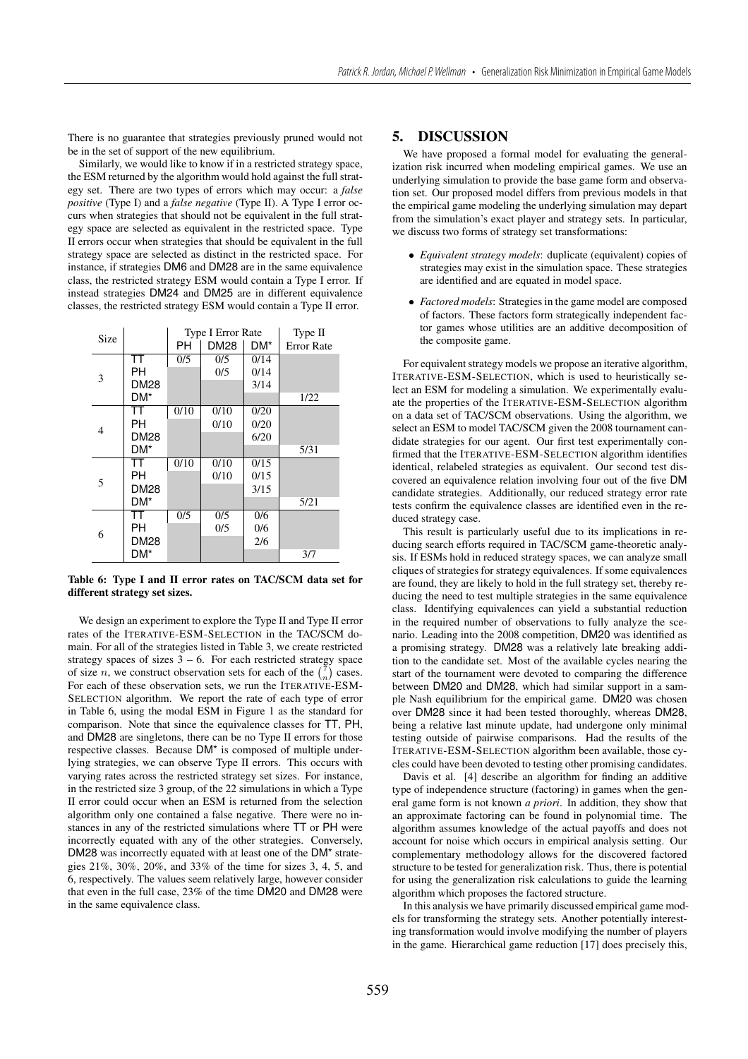There is no guarantee that strategies previously pruned would not be in the set of support of the new equilibrium.

Similarly, we would like to know if in a restricted strategy space, the ESM returned by the algorithm would hold against the full strategy set. There are two types of errors which may occur: a *false positive* (Type I) and a *false negative* (Type II). A Type I error occurs when strategies that should not be equivalent in the full strategy space are selected as equivalent in the restricted space. Type II errors occur when strategies that should be equivalent in the full strategy space are selected as distinct in the restricted space. For instance, if strategies DM6 and DM28 are in the same equivalence class, the restricted strategy ESM would contain a Type I error. If instead strategies DM24 and DM25 are in different equivalence classes, the restricted strategy ESM would contain a Type II error.

| Size | | Type I Error Rate | | | Type II |
|---|---|---|---|---|---|
| | | PH | DM28 | DM* | Error Rate |
| 3 | TT | 0/5 | 0/5 | 0/14 | |
| | PH | | 0/5 | 0/14 | |
| | DM28 | | | 3/14 | |
| | DM* | | | | 1/22 |
| 4 | TT | 0/10 | 0/10 | 0/20 | |
| | PH | | 0/10 | 0/20 | |
| | DM28 | | | 6/20 | |
| | DM* | | | | 5/31 |
| 5 | TT | 0/10 | 0/10 | 0/15 | |
| | PH | | 0/10 | 0/15 | |
| | DM28 | | | 3/15 | |
| | DM* | | | | 5/21 |
| 6 | TT | 0/5 | 0/5 | 0/6 | |
| | PH | | 0/5 | 0/6 | |
| | DM28 | | | 2/6 | |
| | DM* | | | | 3/7 |

**Table 6: Type I and II error rates on TAC/SCM data set for different strategy set sizes.**

We design an experiment to explore the Type II and Type II error rates of the ITERATIVE-ESM-SELECTION in the TAC/SCM domain. For all of the strategies listed in Table 3, we create restricted strategy spaces of sizes 3 – 6. For each restricted strategy space of size $n$, we construct observation sets for each of the $\binom{7}{n}$ cases. For each of these observation sets, we run the ITERATIVE-ESM-SELECTION algorithm. We report the rate of each type of error in Table 6, using the modal ESM in Figure 1 as the standard for comparison. Note that since the equivalence classes for TT, PH, and DM28 are singletons, there can be no Type II errors for those respective classes. Because DM* is composed of multiple underlying strategies, we can observe Type II errors. This occurs with varying rates across the restricted strategy set sizes. For instance, in the restricted size 3 group, of the 22 simulations in which a Type II error could occur when an ESM is returned from the selection algorithm only one contained a false negative. There were no instances in any of the restricted simulations where TT or PH were incorrectly equated with any of the other strategies. Conversely, DM28 was incorrectly equated with at least one of the DM* strategies 21%, 30%, 20%, and 33% of the time for sizes 3, 4, 5, and 6, respectively. The values seem relatively large, however consider that even in the full case, 23% of the time DM20 and DM28 were in the same equivalence class.

## 5. DISCUSSION

We have proposed a formal model for evaluating the generalization risk incurred when modeling empirical games. We use an underlying simulation to provide the base game form and observation set. Our proposed model differs from previous models in that the empirical game modeling the underlying simulation may depart from the simulation's exact player and strategy sets. In particular, we discuss two forms of strategy set transformations:

- *Equivalent strategy models*: duplicate (equivalent) copies of strategies may exist in the simulation space. These strategies are identified and are equated in model space.
- *Factored models*: Strategies in the game model are composed of factors. These factors form strategically independent factor games whose utilities are an additive decomposition of the composite game.

For equivalent strategy models we propose an iterative algorithm, ITERATIVE-ESM-SELECTION, which is used to heuristically select an ESM for modeling a simulation. We experimentally evaluate the properties of the ITERATIVE-ESM-SELECTION algorithm on a data set of TAC/SCM observations. Using the algorithm, we select an ESM to model TAC/SCM given the 2008 tournament candidate strategies for our agent. Our first test experimentally confirmed that the ITERATIVE-ESM-SELECTION algorithm identifies identical, relabeled strategies as equivalent. Our second test discovered an equivalence relation involving four out of the five DM candidate strategies. Additionally, our reduced strategy error rate tests confirm the equivalence classes are identified even in the reduced strategy case.

This result is particularly useful due to its implications in reducing search efforts required in TAC/SCM game-theoretic analysis. If ESMs hold in reduced strategy spaces, we can analyze small cliques of strategies for strategy equivalences. If some equivalences are found, they are likely to hold in the full strategy set, thereby reducing the need to test multiple strategies in the same equivalence class. Identifying equivalences can yield a substantial reduction in the required number of observations to fully analyze the scenario. Leading into the 2008 competition, DM20 was identified as a promising strategy. DM28 was a relatively late breaking addition to the candidate set. Most of the available cycles nearing the start of the tournament were devoted to comparing the difference between DM20 and DM28, which had similar support in a sample Nash equilibrium for the empirical game. DM20 was chosen over DM28 since it had been tested thoroughly, whereas DM28, being a relative last minute update, had undergone only minimal testing outside of pairwise comparisons. Had the results of the ITERATIVE-ESM-SELECTION algorithm been available, those cycles could have been devoted to testing other promising candidates.

Davis et al. [4] describe an algorithm for finding an additive type of independence structure (factoring) in games when the general game form is not known *a priori*. In addition, they show that an approximate factoring can be found in polynomial time. The algorithm assumes knowledge of the actual payoffs and does not account for noise which occurs in empirical analysis setting. Our complementary methodology allows for the discovered factored structure to be tested for generalization risk. Thus, there is potential for using the generalization risk calculations to guide the learning algorithm which proposes the factored structure.

In this analysis we have primarily discussed empirical game models for transforming the strategy sets. Another potentially interesting transformation would involve modifying the number of players in the game. Hierarchical game reduction [17] does precisely this,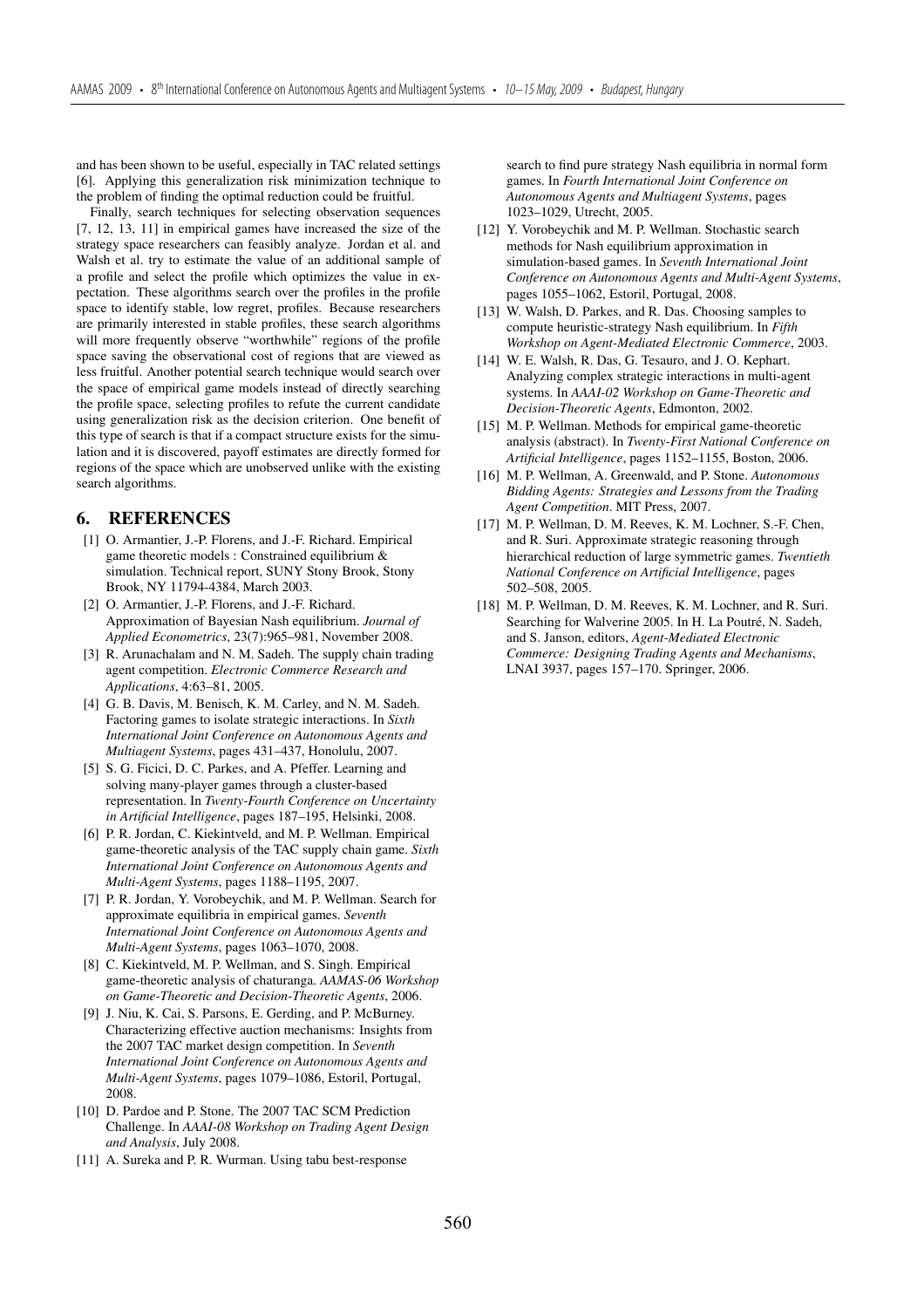and has been shown to be useful, especially in TAC related settings [6]. Applying this generalization risk minimization technique to the problem of finding the optimal reduction could be fruitful.

Finally, search techniques for selecting observation sequences [7, 12, 13, 11] in empirical games have increased the size of the strategy space researchers can feasibly analyze. Jordan et al. and Walsh et al. try to estimate the value of an additional sample of a profile and select the profile which optimizes the value in expectation. These algorithms search over the profiles in the profile space to identify stable, low regret, profiles. Because researchers are primarily interested in stable profiles, these search algorithms will more frequently observe "worthwhile" regions of the profile space saving the observational cost of regions that are viewed as less fruitful. Another potential search technique would search over the space of empirical game models instead of directly searching the profile space, selecting profiles to refute the current candidate using generalization risk as the decision criterion. One benefit of this type of search is that if a compact structure exists for the simulation and it is discovered, payoff estimates are directly formed for regions of the space which are unobserved unlike with the existing search algorithms.

# 6. REFERENCES

[1] O. Armantier, J.-P. Florens, and J.-F. Richard. Empirical game theoretic models : Constrained equilibrium & simulation. Technical report, SUNY Stony Brook, Stony Brook, NY 11794-4384, March 2003.

[2] O. Armantier, J.-P. Florens, and J.-F. Richard. Approximation of Bayesian Nash equilibrium. *Journal of Applied Econometrics*, 23(7):965–981, November 2008.

[3] R. Arunachalam and N. M. Sadeh. The supply chain trading agent competition. *Electronic Commerce Research and Applications*, 4:63–81, 2005.

[4] G. B. Davis, M. Benisch, K. M. Carley, and N. M. Sadeh. Factoring games to isolate strategic interactions. In *Sixth International Joint Conference on Autonomous Agents and Multiagent Systems*, pages 431–437, Honolulu, 2007.

[5] S. G. Ficici, D. C. Parkes, and A. Pfeffer. Learning and solving many-player games through a cluster-based representation. In *Twenty-Fourth Conference on Uncertainty in Artificial Intelligence*, pages 187–195, Helsinki, 2008.

[6] P. R. Jordan, C. Kiekintveld, and M. P. Wellman. Empirical game-theoretic analysis of the TAC supply chain game. *Sixth International Joint Conference on Autonomous Agents and Multi-Agent Systems*, pages 1188–1195, 2007.

[7] P. R. Jordan, Y. Vorobeychik, and M. P. Wellman. Search for approximate equilibria in empirical games. *Seventh International Joint Conference on Autonomous Agents and Multi-Agent Systems*, pages 1063–1070, 2008.

[8] C. Kiekintveld, M. P. Wellman, and S. Singh. Empirical game-theoretic analysis of chaturanga. *AAMAS-06 Workshop on Game-Theoretic and Decision-Theoretic Agents*, 2006.

[9] J. Niu, K. Cai, S. Parsons, E. Gerding, and P. McBurney. Characterizing effective auction mechanisms: Insights from the 2007 TAC market design competition. In *Seventh International Joint Conference on Autonomous Agents and Multi-Agent Systems*, pages 1079–1086, Estoril, Portugal, 2008.

[10] D. Pardoe and P. Stone. The 2007 TAC SCM Prediction Challenge. In *AAAI-08 Workshop on Trading Agent Design and Analysis*, July 2008.

[11] A. Sureka and P. R. Wurman. Using tabu best-response search to find pure strategy Nash equilibria in normal form games. In *Fourth International Joint Conference on Autonomous Agents and Multiagent Systems*, pages 1023–1029, Utrecht, 2005.

[12] Y. Vorobeychik and M. P. Wellman. Stochastic search methods for Nash equilibrium approximation in simulation-based games. In *Seventh International Joint Conference on Autonomous Agents and Multi-Agent Systems*, pages 1055–1062, Estoril, Portugal, 2008.

[13] W. Walsh, D. Parkes, and R. Das. Choosing samples to compute heuristic-strategy Nash equilibrium. In *Fifth Workshop on Agent-Mediated Electronic Commerce*, 2003.

[14] W. E. Walsh, R. Das, G. Tesauro, and J. O. Kephart. Analyzing complex strategic interactions in multi-agent systems. In *AAAI-02 Workshop on Game-Theoretic and Decision-Theoretic Agents*, Edmonton, 2002.

[15] M. P. Wellman. Methods for empirical game-theoretic analysis (abstract). In *Twenty-First National Conference on Artificial Intelligence*, pages 1152–1155, Boston, 2006.

[16] M. P. Wellman, A. Greenwald, and P. Stone. *Autonomous Bidding Agents: Strategies and Lessons from the Trading Agent Competition*. MIT Press, 2007.

[17] M. P. Wellman, D. M. Reeves, K. M. Lochner, S.-F. Chen, and R. Suri. Approximate strategic reasoning through hierarchical reduction of large symmetric games. *Twentieth National Conference on Artificial Intelligence*, pages 502–508, 2005.

[18] M. P. Wellman, D. M. Reeves, K. M. Lochner, and R. Suri. Searching for Walverine 2005. In H. La Poutré, N. Sadeh, and S. Janson, editors, *Agent-Mediated Electronic Commerce: Designing Trading Agents and Mechanisms*, LNAI 3937, pages 157–170. Springer, 2006.